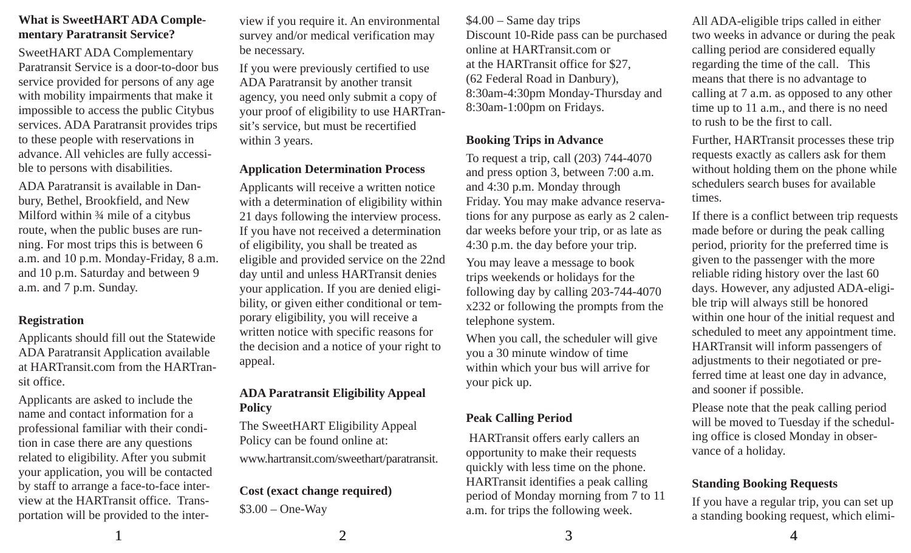**What is SweetHART ADA Complementary Paratransit Service?**

SweetHART ADA Complementary Paratransit Service is a door-to-door bus service provided for persons of any age with mobility impairments that make it impossible to access the public Citybus services. ADA Paratransit provides trips to these people with reservations in advance. All vehicles are fully accessible to persons with disabilities.

ADA Paratransit is available in Danbury, Bethel, Brookfield, and New Milford within ¾ mile of a citybus route, when the public buses are running. For most trips this is between 6 a.m. and 10 p.m. Monday-Friday, 8 a.m. and 10 p.m. Saturday and between 9 a.m. and 7 p.m. Sunday.

**Registration**

Applicants should fill out the Statewide ADA Paratransit Application available at HARTransit.com from the HARTransit office.

Applicants are asked to include the name and contact information for a professional familiar with their condition in case there are any questions related to eligibility. After you submit your application, you will be contacted by staff to arrange a face-to-face interview at the HARTransit office. Transportation will be provided to the interview if you require it. An environmental survey and/or medical verification may be necessary.

If you were previously certified to use ADA Paratransit by another transit agency, you need only submit a copy of your proof of eligibility to use HARTransit's service, but must be recertified within 3 years.

**Application Determination Process**

Applicants will receive a written notice with a determination of eligibility within 21 days following the interview process. If you have not received a determination of eligibility, you shall be treated as eligible and provided service on the 22nd day until and unless HARTransit denies your application. If you are denied eligibility, or given either conditional or temporary eligibility, you will receive a written notice with specific reasons for the decision and a notice of your right to appeal.

**ADA Paratransit Eligibility Appeal Policy**

The SweetHART Eligibility Appeal Policy can be found online at:

www.hartransit.com/sweethart/paratransit.

**Cost (exact change required)**

$3.00 – One-Way

$4.00 – Same day trips

Discount 10-Ride pass can be purchased online at HARTransit.com or at the HARTransit office for $27, (62 Federal Road in Danbury), 8:30am-4:30pm Monday-Thursday and 8:30am-1:00pm on Fridays.

**Booking Trips in Advance**

To request a trip, call (203) 744-4070 and press option 3, between 7:00 a.m. and 4:30 p.m. Monday through Friday. You may make advance reservations for any purpose as early as 2 calendar weeks before your trip, or as late as 4:30 p.m. the day before your trip.

You may leave a message to book trips weekends or holidays for the following day by calling 203-744-4070 x232 or following the prompts from the telephone system.

When you call, the scheduler will give you a 30 minute window of time within which your bus will arrive for your pick up.

**Peak Calling Period**

HARTransit offers early callers an opportunity to make their requests quickly with less time on the phone. HARTransit identifies a peak calling period of Monday morning from 7 to 11 a.m. for trips the following week.

All ADA-eligible trips called in either two weeks in advance or during the peak calling period are considered equally regarding the time of the call. This means that there is no advantage to calling at 7 a.m. as opposed to any other time up to 11 a.m., and there is no need to rush to be the first to call.

Further, HARTransit processes these trip requests exactly as callers ask for them without holding them on the phone while schedulers search buses for available times.

If there is a conflict between trip requests made before or during the peak calling period, priority for the preferred time is given to the passenger with the more reliable riding history over the last 60 days. However, any adjusted ADA-eligible trip will always still be honored within one hour of the initial request and scheduled to meet any appointment time. HARTransit will inform passengers of adjustments to their negotiated or preferred time at least one day in advance, and sooner if possible.

Please note that the peak calling period will be moved to Tuesday if the scheduling office is closed Monday in observance of a holiday.

**Standing Booking Requests**

If you have a regular trip, you can set up a standing booking request, which elimi-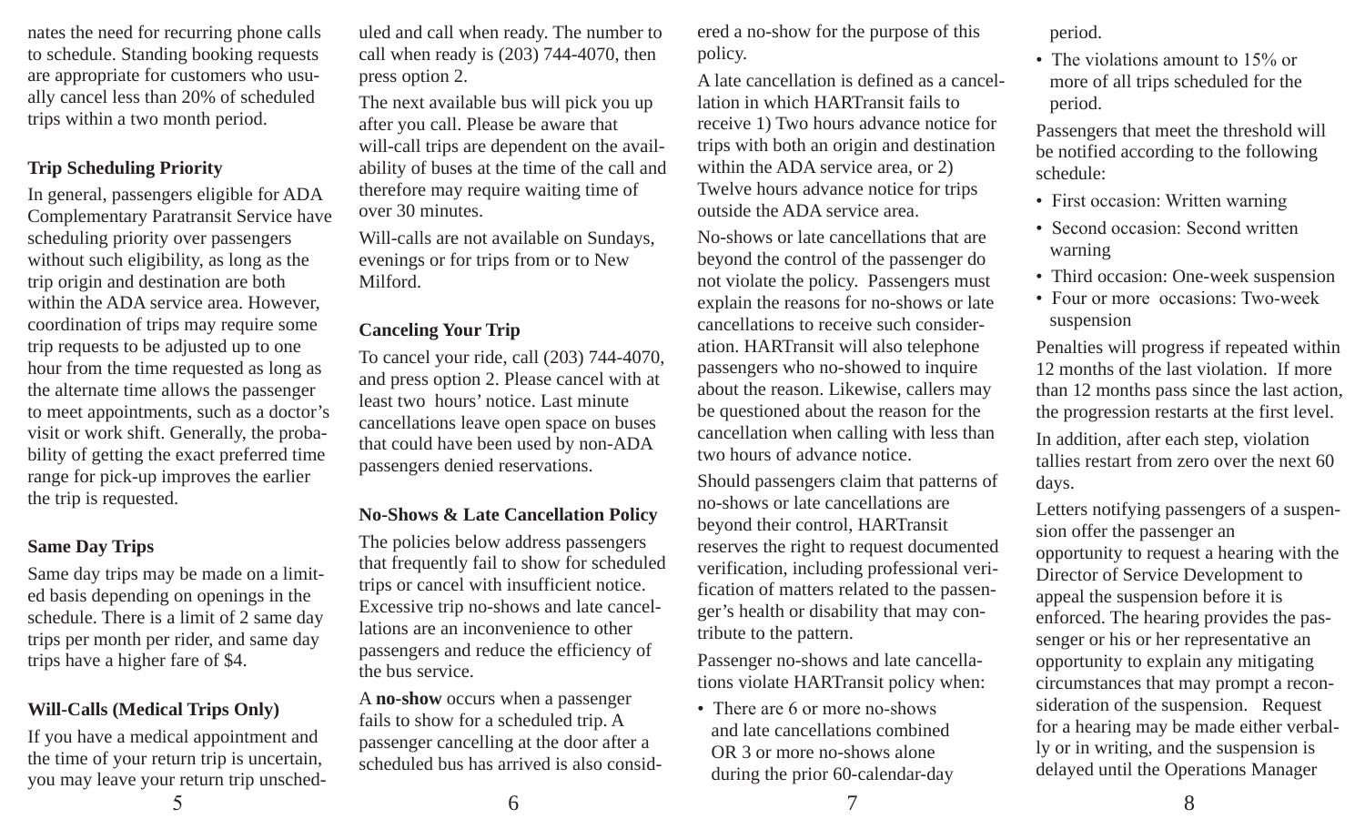nates the need for recurring phone calls to schedule. Standing booking requests are appropriate for customers who usually cancel less than 20% of scheduled trips within a two month period.

### Trip Scheduling Priority

In general, passengers eligible for ADA Complementary Paratransit Service have scheduling priority over passengers without such eligibility, as long as the trip origin and destination are both within the ADA service area. However, coordination of trips may require some trip requests to be adjusted up to one hour from the time requested as long as the alternate time allows the passenger to meet appointments, such as a doctor's visit or work shift. Generally, the probability of getting the exact preferred time range for pick-up improves the earlier the trip is requested.

### Same Day Trips

Same day trips may be made on a limited basis depending on openings in the schedule. There is a limit of 2 same day trips per month per rider, and same day trips have a higher fare of $4.

### Will-Calls (Medical Trips Only)

If you have a medical appointment and the time of your return trip is uncertain, you may leave your return trip unscheduled and call when ready. The number to call when ready is (203) 744-4070, then press option 2.

The next available bus will pick you up after you call. Please be aware that will-call trips are dependent on the availability of buses at the time of the call and therefore may require waiting time of over 30 minutes.

Will-calls are not available on Sundays, evenings or for trips from or to New Milford.

### Canceling Your Trip

To cancel your ride, call (203) 744-4070, and press option 2. Please cancel with at least two hours' notice. Last minute cancellations leave open space on buses that could have been used by non-ADA passengers denied reservations.

### No-Shows & Late Cancellation Policy

The policies below address passengers that frequently fail to show for scheduled trips or cancel with insufficient notice. Excessive trip no-shows and late cancellations are an inconvenience to other passengers and reduce the efficiency of the bus service.

A **no-show** occurs when a passenger fails to show for a scheduled trip. A passenger cancelling at the door after a scheduled bus has arrived is also considered a no-show for the purpose of this policy.

A late cancellation is defined as a cancellation in which HARTransit fails to receive 1) Two hours advance notice for trips with both an origin and destination within the ADA service area, or 2) Twelve hours advance notice for trips outside the ADA service area.

No-shows or late cancellations that are beyond the control of the passenger do not violate the policy. Passengers must explain the reasons for no-shows or late cancellations to receive such consideration. HARTransit will also telephone passengers who no-showed to inquire about the reason. Likewise, callers may be questioned about the reason for the cancellation when calling with less than two hours of advance notice.

Should passengers claim that patterns of no-shows or late cancellations are beyond their control, HARTransit reserves the right to request documented verification, including professional verification of matters related to the passenger's health or disability that may contribute to the pattern.

Passenger no-shows and late cancellations violate HARTransit policy when:

- There are 6 or more no-shows and late cancellations combined OR 3 or more no-shows alone during the prior 60-calendar-day period.
- The violations amount to 15% or more of all trips scheduled for the period.

Passengers that meet the threshold will be notified according to the following schedule:

- First occasion: Written warning
- Second occasion: Second written warning
- Third occasion: One-week suspension
- Four or more occasions: Two-week suspension

Penalties will progress if repeated within 12 months of the last violation. If more than 12 months pass since the last action, the progression restarts at the first level.

In addition, after each step, violation tallies restart from zero over the next 60 days.

Letters notifying passengers of a suspension offer the passenger an opportunity to request a hearing with the Director of Service Development to appeal the suspension before it is enforced. The hearing provides the passenger or his or her representative an opportunity to explain any mitigating circumstances that may prompt a reconsideration of the suspension. Request for a hearing may be made either verbally or in writing, and the suspension is delayed until the Operations Manager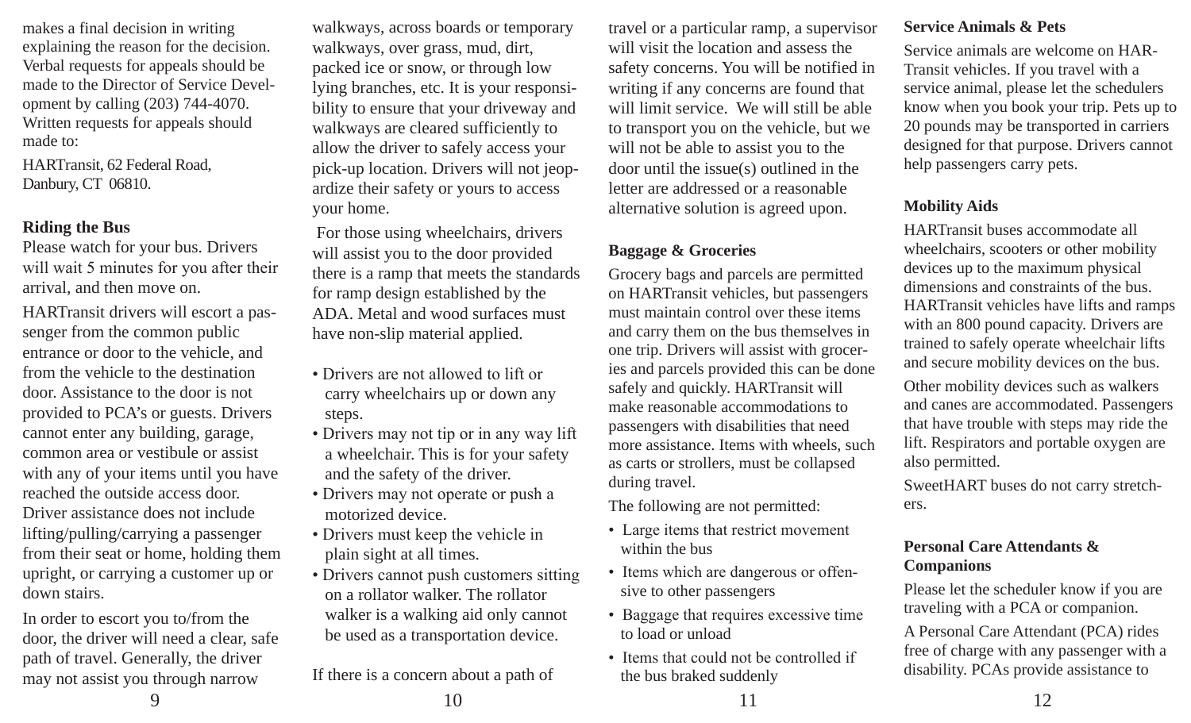makes a final decision in writing explaining the reason for the decision. Verbal requests for appeals should be made to the Director of Service Development by calling (203) 744-4070. Written requests for appeals should made to:

HARTransit, 62 Federal Road, Danbury, CT 06810.

**Riding the Bus**

Please watch for your bus. Drivers will wait 5 minutes for you after their arrival, and then move on.

HARTransit drivers will escort a passenger from the common public entrance or door to the vehicle, and from the vehicle to the destination door. Assistance to the door is not provided to PCA's or guests. Drivers cannot enter any building, garage, common area or vestibule or assist with any of your items until you have reached the outside access door. Driver assistance does not include lifting/pulling/carrying a passenger from their seat or home, holding them upright, or carrying a customer up or down stairs.

In order to escort you to/from the door, the driver will need a clear, safe path of travel. Generally, the driver may not assist you through narrow walkways, across boards or temporary walkways, over grass, mud, dirt, packed ice or snow, or through low lying branches, etc. It is your responsibility to ensure that your driveway and walkways are cleared sufficiently to allow the driver to safely access your pick-up location. Drivers will not jeopardize their safety or yours to access your home.

For those using wheelchairs, drivers will assist you to the door provided there is a ramp that meets the standards for ramp design established by the ADA. Metal and wood surfaces must have non-slip material applied.

- Drivers are not allowed to lift or carry wheelchairs up or down any steps.
- Drivers may not tip or in any way lift a wheelchair. This is for your safety and the safety of the driver.
- Drivers may not operate or push a motorized device.
- Drivers must keep the vehicle in plain sight at all times.
- Drivers cannot push customers sitting on a rollator walker. The rollator walker is a walking aid only cannot be used as a transportation device.

If there is a concern about a path of travel or a particular ramp, a supervisor will visit the location and assess the safety concerns. You will be notified in writing if any concerns are found that will limit service. We will still be able to transport you on the vehicle, but we will not be able to assist you to the door until the issue(s) outlined in the letter are addressed or a reasonable alternative solution is agreed upon.

**Baggage & Groceries**

Grocery bags and parcels are permitted on HARTransit vehicles, but passengers must maintain control over these items and carry them on the bus themselves in one trip. Drivers will assist with groceries and parcels provided this can be done safely and quickly. HARTransit will make reasonable accommodations to passengers with disabilities that need more assistance. Items with wheels, such as carts or strollers, must be collapsed during travel.

The following are not permitted:

- Large items that restrict movement within the bus
- Items which are dangerous or offensive to other passengers
- Baggage that requires excessive time to load or unload
- Items that could not be controlled if the bus braked suddenly

**Service Animals & Pets**

Service animals are welcome on HARTransit vehicles. If you travel with a service animal, please let the schedulers know when you book your trip. Pets up to 20 pounds may be transported in carriers designed for that purpose. Drivers cannot help passengers carry pets.

**Mobility Aids**

HARTransit buses accommodate all wheelchairs, scooters or other mobility devices up to the maximum physical dimensions and constraints of the bus. HARTransit vehicles have lifts and ramps with an 800 pound capacity. Drivers are trained to safely operate wheelchair lifts and secure mobility devices on the bus.

Other mobility devices such as walkers and canes are accommodated. Passengers that have trouble with steps may ride the lift. Respirators and portable oxygen are also permitted.

SweetHART buses do not carry stretchers.

**Personal Care Attendants & Companions**

Please let the scheduler know if you are traveling with a PCA or companion.

A Personal Care Attendant (PCA) rides free of charge with any passenger with a disability. PCAs provide assistance to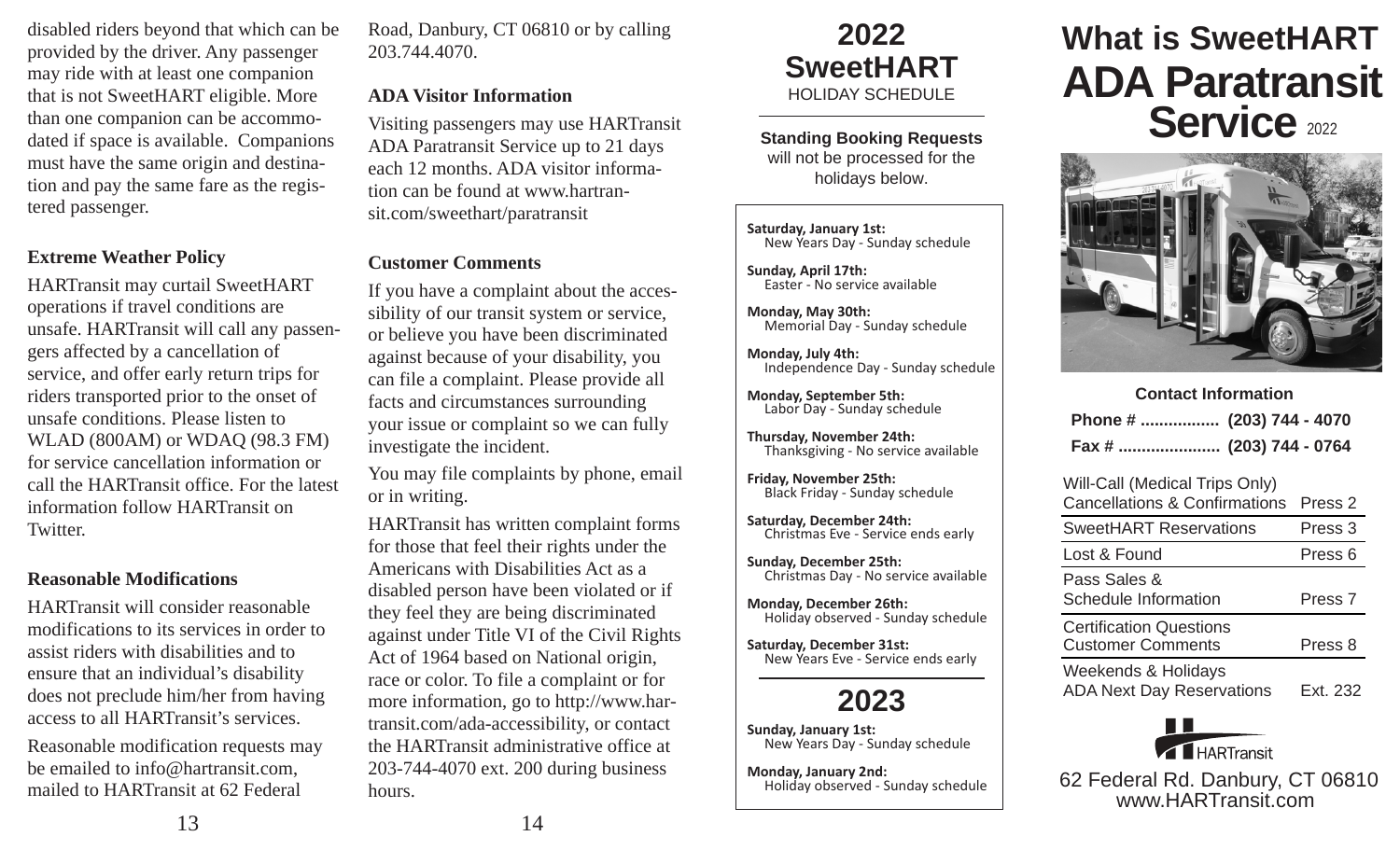disabled riders beyond that which can be provided by the driver. Any passenger may ride with at least one companion that is not SweetHART eligible. More than one companion can be accommodated if space is available. Companions must have the same origin and destination and pay the same fare as the registered passenger.

### Extreme Weather Policy

HARTransit may curtail SweetHART operations if travel conditions are unsafe. HARTransit will call any passengers affected by a cancellation of service, and offer early return trips for riders transported prior to the onset of unsafe conditions. Please listen to WLAD (800AM) or WDAQ (98.3 FM) for service cancellation information or call the HARTransit office. For the latest information follow HARTransit on Twitter.

### Reasonable Modifications

HARTransit will consider reasonable modifications to its services in order to assist riders with disabilities and to ensure that an individual's disability does not preclude him/her from having access to all HARTransit's services.

Reasonable modification requests may be emailed to info@hartransit.com, mailed to HARTransit at 62 Federal Road, Danbury, CT 06810 or by calling 203.744.4070.

### ADA Visitor Information

Visiting passengers may use HARTransit ADA Paratransit Service up to 21 days each 12 months. ADA visitor information can be found at www.hartransit.com/sweethart/paratransit

### Customer Comments

If you have a complaint about the accessibility of our transit system or service, or believe you have been discriminated against because of your disability, you can file a complaint. Please provide all facts and circumstances surrounding your issue or complaint so we can fully investigate the incident.

You may file complaints by phone, email or in writing.

HARTransit has written complaint forms for those that feel their rights under the Americans with Disabilities Act as a disabled person have been violated or if they feel they are being discriminated against under Title VI of the Civil Rights Act of 1964 based on National origin, race or color. To file a complaint or for more information, go to http://www.hartransit.com/ada-accessibility, or contact the HARTransit administrative office at 203-744-4070 ext. 200 during business hours.

## 2022 SweetHART

HOLIDAY SCHEDULE

**Standing Booking Requests** will not be processed for the holidays below.

**Saturday, January 1st:**
New Years Day - Sunday schedule

**Sunday, April 17th:**
Easter - No service available

**Monday, May 30th:**
Memorial Day - Sunday schedule

**Monday, July 4th:**
Independence Day - Sunday schedule

**Monday, September 5th:**
Labor Day - Sunday schedule

**Thursday, November 24th:**
Thanksgiving - No service available

**Friday, November 25th:**
Black Friday - Sunday schedule

**Saturday, December 24th:**
Christmas Eve - Service ends early

**Sunday, December 25th:**
Christmas Day - No service available

**Monday, December 26th:**
Holiday observed - Sunday schedule

**Saturday, December 31st:**
New Years Eve - Service ends early

## 2023

**Sunday, January 1st:**
New Years Day - Sunday schedule

**Monday, January 2nd:**
Holiday observed - Sunday schedule

# What is SweetHART ADA Paratransit Service 2022

### Contact Information

**Phone # ................. (203) 744 - 4070**
**Fax # ...................... (203) 744 - 0764**

| | |
|---|---|
| Will-Call (Medical Trips Only) Cancellations & Confirmations | Press 2 |
| SweetHART Reservations | Press 3 |
| Lost & Found | Press 6 |
| Pass Sales & Schedule Information | Press 7 |
| Certification Questions Customer Comments | Press 8 |
| Weekends & Holidays ADA Next Day Reservations | Ext. 232 |

HARTransit

62 Federal Rd. Danbury, CT 06810
www.HARTransit.com